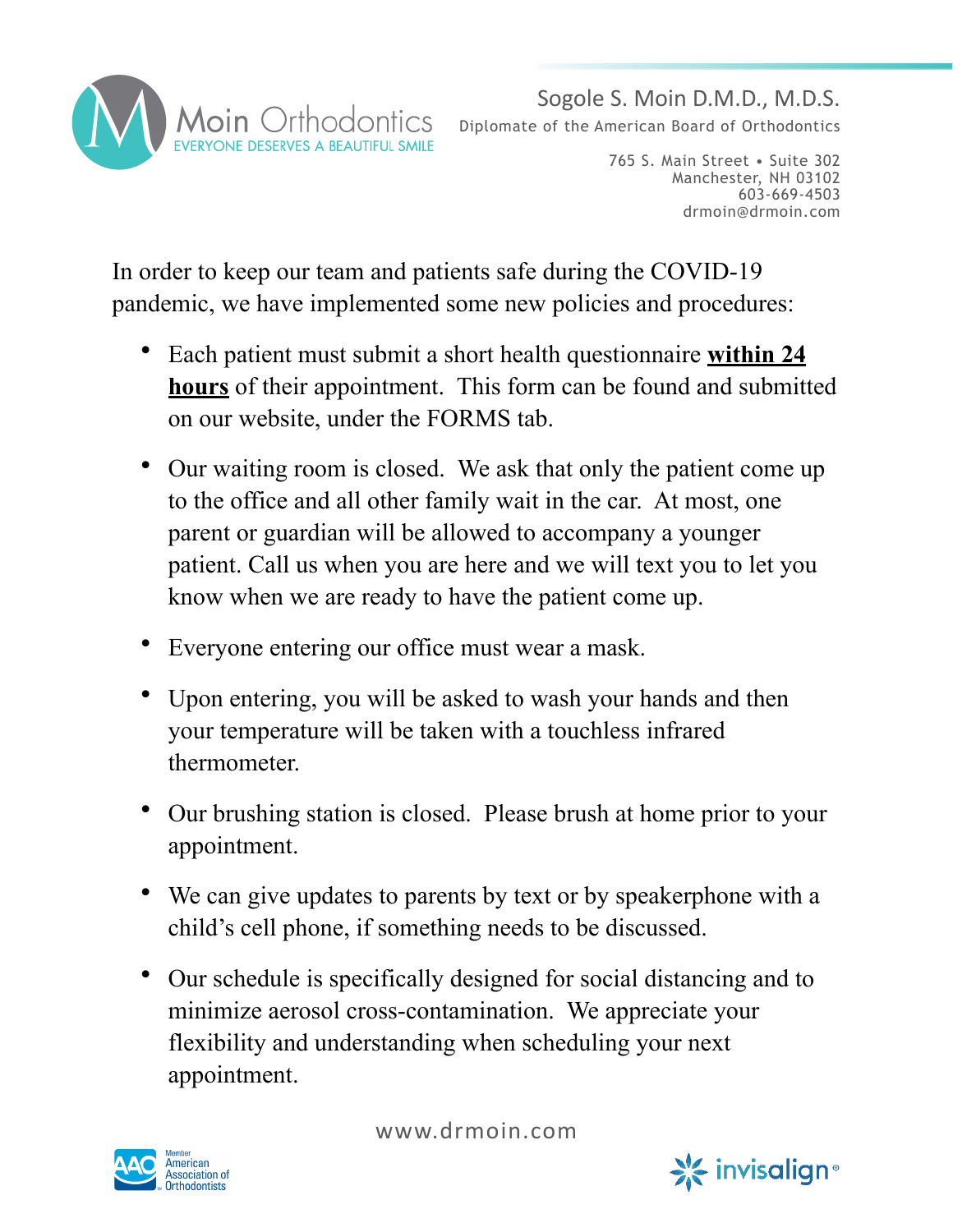Moin Orthodontics
EVERYONE DESERVES A BEAUTIFUL SMILE

Sogole S. Moin D.M.D., M.D.S.
Diplomate of the American Board of Orthodontics

765 S. Main Street • Suite 302
Manchester, NH 03102
603-669-4503
drmoin@drmoin.com

In order to keep our team and patients safe during the COVID-19 pandemic, we have implemented some new policies and procedures:

- Each patient must submit a short health questionnaire **<u>within 24 hours</u>** of their appointment. This form can be found and submitted on our website, under the FORMS tab.
- Our waiting room is closed. We ask that only the patient come up to the office and all other family wait in the car. At most, one parent or guardian will be allowed to accompany a younger patient. Call us when you are here and we will text you to let you know when we are ready to have the patient come up.
- Everyone entering our office must wear a mask.
- Upon entering, you will be asked to wash your hands and then your temperature will be taken with a touchless infrared thermometer.
- Our brushing station is closed. Please brush at home prior to your appointment.
- We can give updates to parents by text or by speakerphone with a child's cell phone, if something needs to be discussed.
- Our schedule is specifically designed for social distancing and to minimize aerosol cross-contamination. We appreciate your flexibility and understanding when scheduling your next appointment.

www.drmoin.com

Member American Association of Orthodontists

invisalign®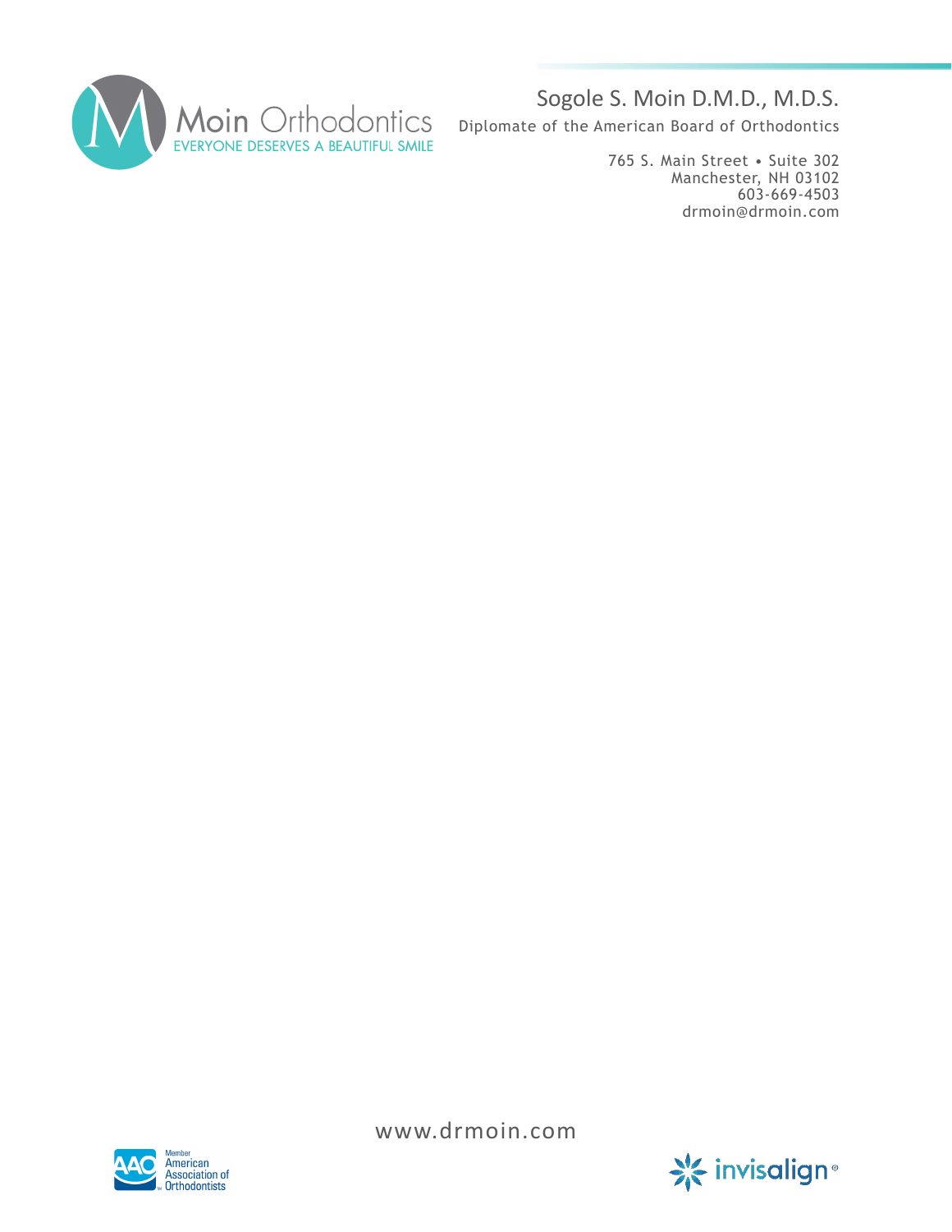Moin Orthodontics
EVERYONE DESERVES A BEAUTIFUL SMILE

Sogole S. Moin D.M.D., M.D.S.
Diplomate of the American Board of Orthodontics

765 S. Main Street • Suite 302
Manchester, NH 03102
603-669-4503
drmoin@drmoin.com

www.drmoin.com

Member American Association of Orthodontists

invisalign®